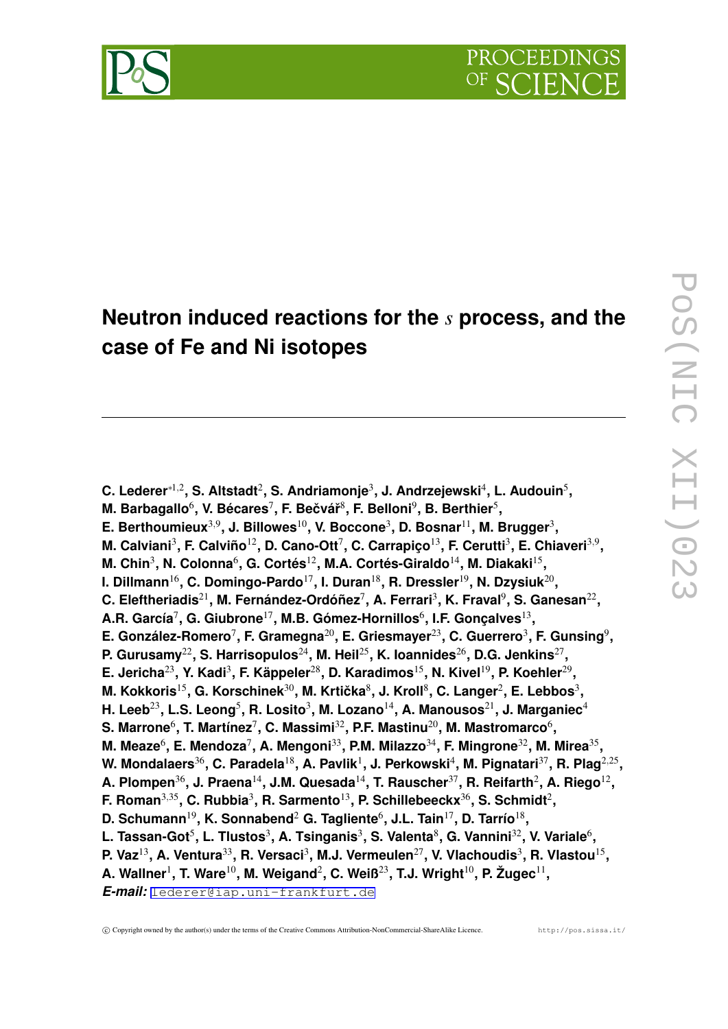# Neutron induced reactions for the $s$ process, and the case of Fe and Ni isotopes

**C. Lederer**[*1,2], **S. Altstadt**[2], **S. Andriamonje**[3], **J. Andrzejewski**[4], **L. Audouin**[5], **M. Barbagallo**[6], **V. Bécares**[7], **F. Bečvář**[8], **F. Belloni**[9], **B. Berthier**[5], **E. Berthoumieux**[3,9], **J. Billowes**[10], **V. Boccone**[3], **D. Bosnar**[11], **M. Brugger**[3], **M. Calviani**[3], **F. Calviño**[12], **D. Cano-Ott**[7], **C. Carrapiço**[13], **F. Cerutti**[3], **E. Chiaveri**[3,9], **M. Chin**[3], **N. Colonna**[6], **G. Cortés**[12], **M.A. Cortés-Giraldo**[14], **M. Diakaki**[15], **I. Dillmann**[16], **C. Domingo-Pardo**[17], **I. Duran**[18], **R. Dressler**[19], **N. Dzysiuk**[20], **C. Eleftheriadis**[21], **M. Fernández-Ordóñez**[7], **A. Ferrari**[3], **K. Fraval**[9], **S. Ganesan**[22], **A.R. García**[7], **G. Giubrone**[17], **M.B. Gómez-Hornillos**[6], **I.F. Gonçalves**[13], **E. González-Romero**[7], **F. Gramegna**[20], **E. Griesmayer**[23], **C. Guerrero**[3], **F. Gunsing**[9], **P. Gurusamy**[22], **S. Harrisopulos**[24], **M. Heil**[25], **K. Ioannides**[26], **D.G. Jenkins**[27], **E. Jericha**[23], **Y. Kadi**[3], **F. Käppeler**[28], **D. Karadimos**[15], **N. Kivel**[19], **P. Koehler**[29], **M. Kokkoris**[15], **G. Korschinek**[30], **M. Krtička**[8], **J. Kroll**[8], **C. Langer**[2], **E. Lebbos**[3], **H. Leeb**[23], **L.S. Leong**[5], **R. Losito**[3], **M. Lozano**[14], **A. Manousos**[21], **J. Marganiec**[4] **S. Marrone**[6], **T. Martínez**[7], **C. Massimi**[32], **P.F. Mastinu**[20], **M. Mastromarco**[6], **M. Meaze**[6], **E. Mendoza**[7], **A. Mengoni**[33], **P.M. Milazzo**[34], **F. Mingrone**[32], **M. Mirea**[35], **W. Mondalaers**[36], **C. Paradela**[18], **A. Pavlik**[1], **J. Perkowski**[4], **M. Pignatari**[37], **R. Plag**[2,25], **A. Plompen**[36], **J. Praena**[14], **J.M. Quesada**[14], **T. Rauscher**[37], **R. Reifarth**[2], **A. Riego**[12], **F. Roman**[3,35], **C. Rubbia**[3], **R. Sarmento**[13], **P. Schillebeeckx**[36], **S. Schmidt**[2], **D. Schumann**[19], **K. Sonnabend**[2] **G. Tagliente**[6], **J.L. Tain**[17], **D. Tarrío**[18], **L. Tassan-Got**[5], **L. Tlustos**[3], **A. Tsinganis**[3], **S. Valenta**[8], **G. Vannini**[32], **V. Variale**[6], **P. Vaz**[13], **A. Ventura**[33], **R. Versaci**[3], **M.J. Vermeulen**[27], **V. Vlachoudis**[3], **R. Vlastou**[15], **A. Wallner**[1], **T. Ware**[10], **M. Weigand**[2], **C. Weiß**[23], **T.J. Wright**[10], **P. Žugec**[11],

***E-mail:*** lederer@iap.uni-frankfurt.de

© Copyright owned by the author(s) under the terms of the Creative Commons Attribution-NonCommercial-ShareAlike Licence. http://pos.sissa.it/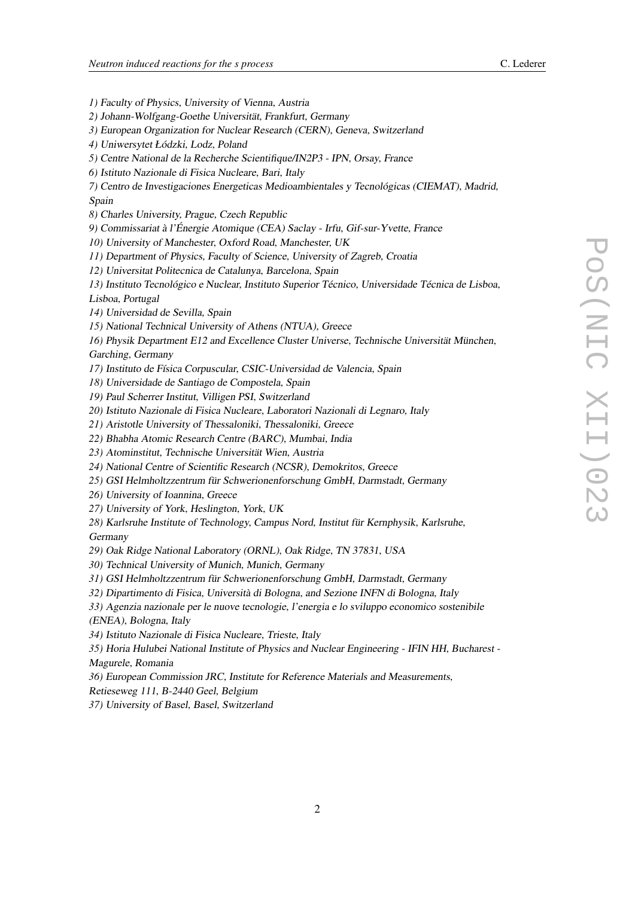*1) Faculty of Physics, University of Vienna, Austria*
*2) Johann-Wolfgang-Goethe Universität, Frankfurt, Germany*
*3) European Organization for Nuclear Research (CERN), Geneva, Switzerland*
*4) Uniwersytet Łódzki, Lodz, Poland*
*5) Centre National de la Recherche Scientifique/IN2P3 - IPN, Orsay, France*
*6) Istituto Nazionale di Fisica Nucleare, Bari, Italy*
*7) Centro de Investigaciones Energeticas Medioambientales y Tecnológicas (CIEMAT), Madrid, Spain*
*8) Charles University, Prague, Czech Republic*
*9) Commissariat à l'Énergie Atomique (CEA) Saclay - Irfu, Gif-sur-Yvette, France*
*10) University of Manchester, Oxford Road, Manchester, UK*
*11) Department of Physics, Faculty of Science, University of Zagreb, Croatia*
*12) Universitat Politecnica de Catalunya, Barcelona, Spain*
*13) Instituto Tecnológico e Nuclear, Instituto Superior Técnico, Universidade Técnica de Lisboa, Lisboa, Portugal*
*14) Universidad de Sevilla, Spain*
*15) National Technical University of Athens (NTUA), Greece*
*16) Physik Department E12 and Excellence Cluster Universe, Technische Universität München, Garching, Germany*
*17) Instituto de Física Corpuscular, CSIC-Universidad de Valencia, Spain*
*18) Universidade de Santiago de Compostela, Spain*
*19) Paul Scherrer Institut, Villigen PSI, Switzerland*
*20) Istituto Nazionale di Fisica Nucleare, Laboratori Nazionali di Legnaro, Italy*
*21) Aristotle University of Thessaloniki, Thessaloniki, Greece*
*22) Bhabha Atomic Research Centre (BARC), Mumbai, India*
*23) Atominstitut, Technische Universität Wien, Austria*
*24) National Centre of Scientific Research (NCSR), Demokritos, Greece*
*25) GSI Helmholtzzentrum für Schwerionenforschung GmbH, Darmstadt, Germany*
*26) University of Ioannina, Greece*
*27) University of York, Heslington, York, UK*
*28) Karlsruhe Institute of Technology, Campus Nord, Institut für Kernphysik, Karlsruhe, Germany*
*29) Oak Ridge National Laboratory (ORNL), Oak Ridge, TN 37831, USA*
*30) Technical University of Munich, Munich, Germany*
*31) GSI Helmholtzzentrum für Schwerionenforschung GmbH, Darmstadt, Germany*
*32) Dipartimento di Fisica, Università di Bologna, and Sezione INFN di Bologna, Italy*
*33) Agenzia nazionale per le nuove tecnologie, l'energia e lo sviluppo economico sostenibile (ENEA), Bologna, Italy*
*34) Istituto Nazionale di Fisica Nucleare, Trieste, Italy*
*35) Horia Hulubei National Institute of Physics and Nuclear Engineering - IFIN HH, Bucharest - Magurele, Romania*
*36) European Commission JRC, Institute for Reference Materials and Measurements, Retieseweg 111, B-2440 Geel, Belgium*
*37) University of Basel, Basel, Switzerland*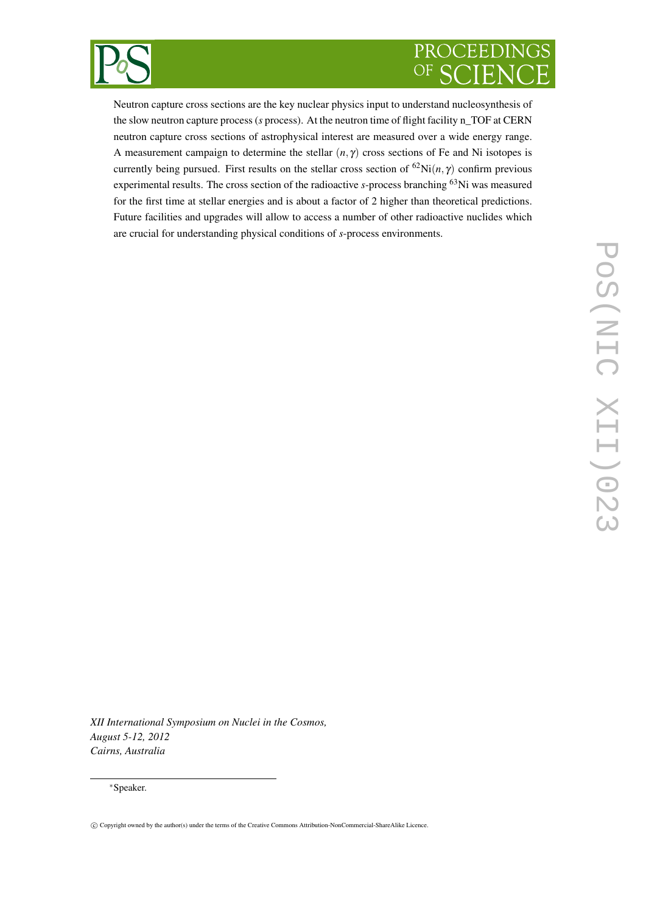Neutron capture cross sections are the key nuclear physics input to understand nucleosynthesis of the slow neutron capture process (*s* process). At the neutron time of flight facility n_TOF at CERN neutron capture cross sections of astrophysical interest are measured over a wide energy range. A measurement campaign to determine the stellar $(n,\gamma)$ cross sections of Fe and Ni isotopes is currently being pursued. First results on the stellar cross section of $^{62}$Ni$(n,\gamma)$ confirm previous experimental results. The cross section of the radioactive *s*-process branching $^{63}$Ni was measured for the first time at stellar energies and is about a factor of 2 higher than theoretical predictions. Future facilities and upgrades will allow to access a number of other radioactive nuclides which are crucial for understanding physical conditions of *s*-process environments.

*XII International Symposium on Nuclei in the Cosmos,*
*August 5-12, 2012*
*Cairns, Australia*

*Speaker.

© Copyright owned by the author(s) under the terms of the Creative Commons Attribution-NonCommercial-ShareAlike Licence.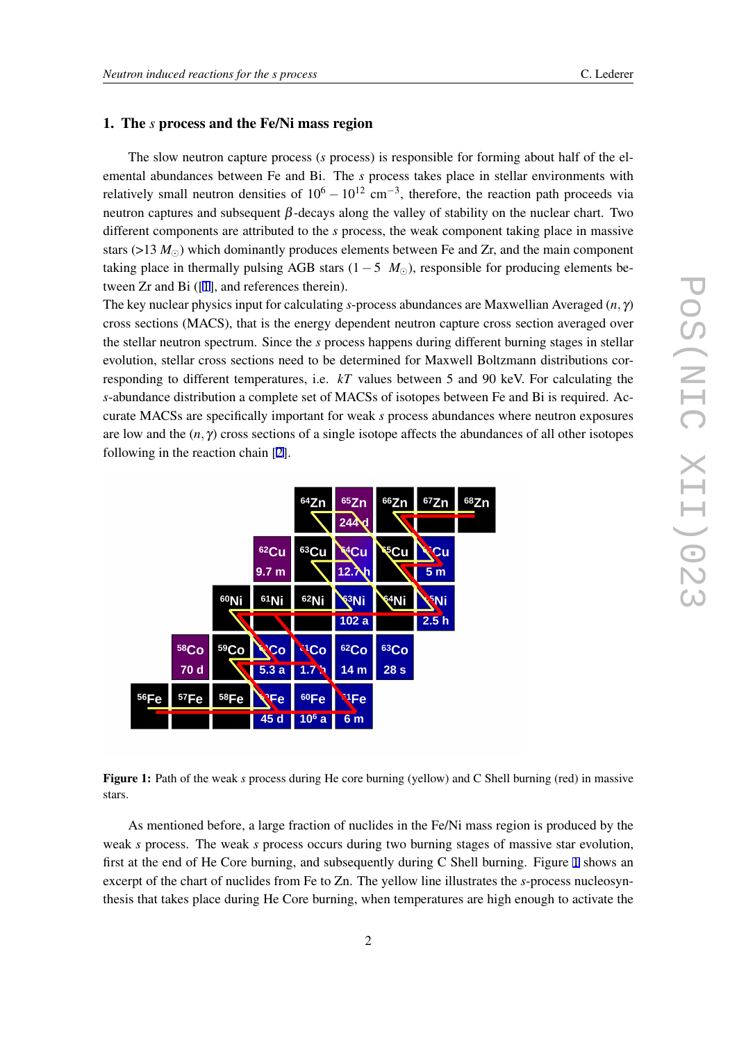## 1. The *s* process and the Fe/Ni mass region

The slow neutron capture process (*s* process) is responsible for forming about half of the elemental abundances between Fe and Bi. The *s* process takes place in stellar environments with relatively small neutron densities of $10^6 - 10^{12}$ cm$^{-3}$, therefore, the reaction path proceeds via neutron captures and subsequent $\beta$-decays along the valley of stability on the nuclear chart. Two different components are attributed to the *s* process, the weak component taking place in massive stars (>13 $M_\odot$) which dominantly produces elements between Fe and Zr, and the main component taking place in thermally pulsing AGB stars ($1-5$ $M_\odot$), responsible for producing elements between Zr and Bi ([1], and references therein).

The key nuclear physics input for calculating *s*-process abundances are Maxwellian Averaged $(n,\gamma)$ cross sections (MACS), that is the energy dependent neutron capture cross section averaged over the stellar neutron spectrum. Since the *s* process happens during different burning stages in stellar evolution, stellar cross sections need to be determined for Maxwell Boltzmann distributions corresponding to different temperatures, i.e. $kT$ values between 5 and 90 keV. For calculating the *s*-abundance distribution a complete set of MACSs of isotopes between Fe and Bi is required. Accurate MACSs are specifically important for weak *s* process abundances where neutron exposures are low and the $(n,\gamma)$ cross sections of a single isotope affects the abundances of all other isotopes following in the reaction chain [2].

**Figure 1:** Path of the weak *s* process during He core burning (yellow) and C Shell burning (red) in massive stars.

As mentioned before, a large fraction of nuclides in the Fe/Ni mass region is produced by the weak *s* process. The weak *s* process occurs during two burning stages of massive star evolution, first at the end of He Core burning, and subsequently during C Shell burning. Figure 1 shows an excerpt of the chart of nuclides from Fe to Zn. The yellow line illustrates the *s*-process nucleosynthesis that takes place during He Core burning, when temperatures are high enough to activate the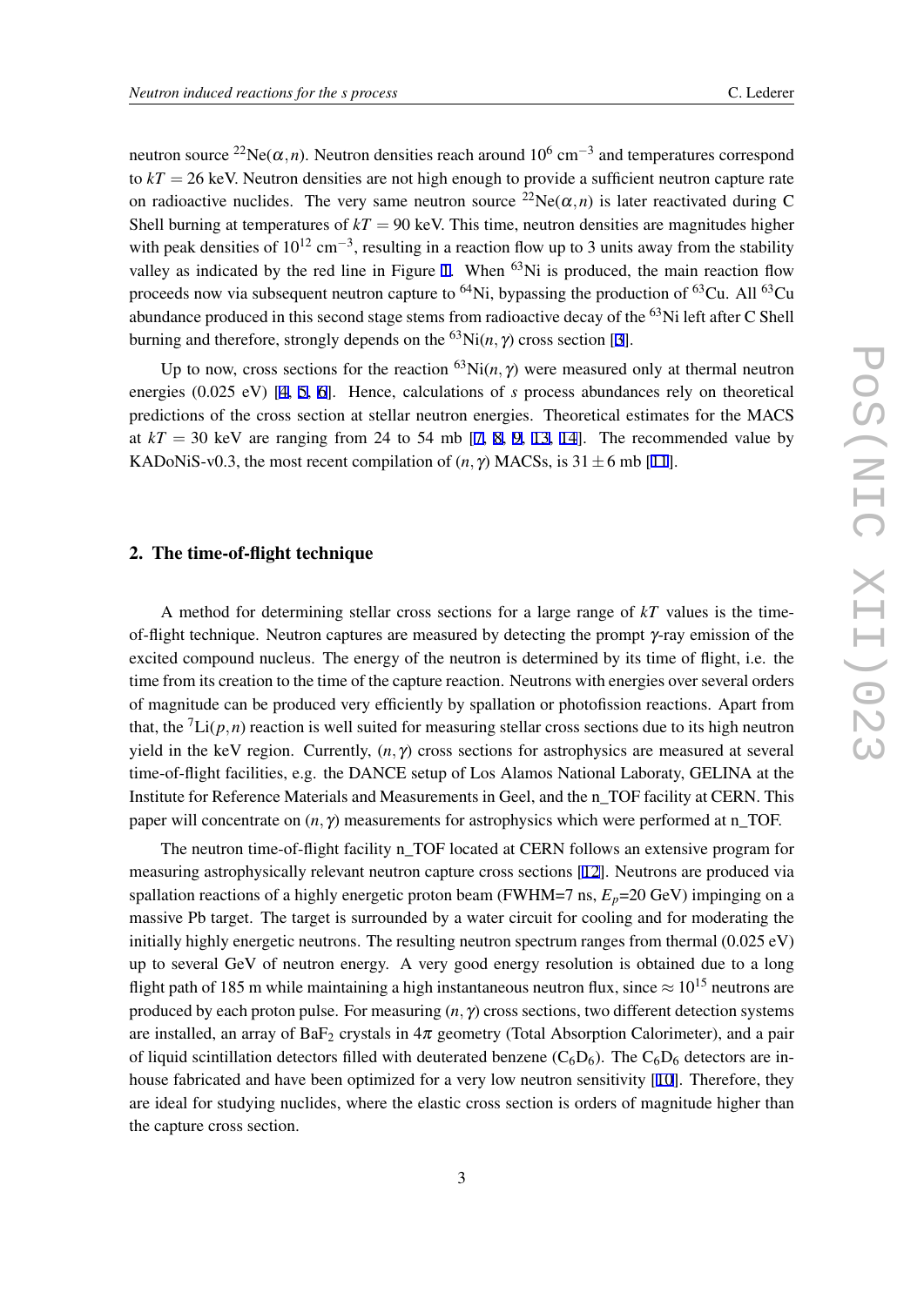neutron source $^{22}$Ne$(\alpha,n)$. Neutron densities reach around $10^6$ cm$^{-3}$ and temperatures correspond to $kT = 26$ keV. Neutron densities are not high enough to provide a sufficient neutron capture rate on radioactive nuclides. The very same neutron source $^{22}$Ne$(\alpha,n)$ is later reactivated during C Shell burning at temperatures of $kT = 90$ keV. This time, neutron densities are magnitudes higher with peak densities of $10^{12}$ cm$^{-3}$, resulting in a reaction flow up to 3 units away from the stability valley as indicated by the red line in Figure 1. When $^{63}$Ni is produced, the main reaction flow proceeds now via subsequent neutron capture to $^{64}$Ni, bypassing the production of $^{63}$Cu. All $^{63}$Cu abundance produced in this second stage stems from radioactive decay of the $^{63}$Ni left after C Shell burning and therefore, strongly depends on the $^{63}$Ni$(n,\gamma)$ cross section [3].

Up to now, cross sections for the reaction $^{63}$Ni$(n,\gamma)$ were measured only at thermal neutron energies (0.025 eV) [4, 5, 6]. Hence, calculations of *s* process abundances rely on theoretical predictions of the cross section at stellar neutron energies. Theoretical estimates for the MACS at $kT = 30$ keV are ranging from 24 to 54 mb [7, 8, 9, 13, 14]. The recommended value by KADoNiS-v0.3, the most recent compilation of $(n,\gamma)$ MACSs, is $31 \pm 6$ mb [11].

## 2. The time-of-flight technique

A method for determining stellar cross sections for a large range of $kT$ values is the time-of-flight technique. Neutron captures are measured by detecting the prompt $\gamma$-ray emission of the excited compound nucleus. The energy of the neutron is determined by its time of flight, i.e. the time from its creation to the time of the capture reaction. Neutrons with energies over several orders of magnitude can be produced very efficiently by spallation or photofission reactions. Apart from that, the $^{7}$Li$(p,n)$ reaction is well suited for measuring stellar cross sections due to its high neutron yield in the keV region. Currently, $(n,\gamma)$ cross sections for astrophysics are measured at several time-of-flight facilities, e.g. the DANCE setup of Los Alamos National Laboraty, GELINA at the Institute for Reference Materials and Measurements in Geel, and the n_TOF facility at CERN. This paper will concentrate on $(n,\gamma)$ measurements for astrophysics which were performed at n_TOF.

The neutron time-of-flight facility n_TOF located at CERN follows an extensive program for measuring astrophysically relevant neutron capture cross sections [12]. Neutrons are produced via spallation reactions of a highly energetic proton beam (FWHM=7 ns, $E_p$=20 GeV) impinging on a massive Pb target. The target is surrounded by a water circuit for cooling and for moderating the initially highly energetic neutrons. The resulting neutron spectrum ranges from thermal (0.025 eV) up to several GeV of neutron energy. A very good energy resolution is obtained due to a long flight path of 185 m while maintaining a high instantaneous neutron flux, since $\approx 10^{15}$ neutrons are produced by each proton pulse. For measuring $(n,\gamma)$ cross sections, two different detection systems are installed, an array of $BaF_2$ crystals in $4\pi$ geometry (Total Absorption Calorimeter), and a pair of liquid scintillation detectors filled with deuterated benzene ($C_6D_6$). The $C_6D_6$ detectors are in-house fabricated and have been optimized for a very low neutron sensitivity [10]. Therefore, they are ideal for studying nuclides, where the elastic cross section is orders of magnitude higher than the capture cross section.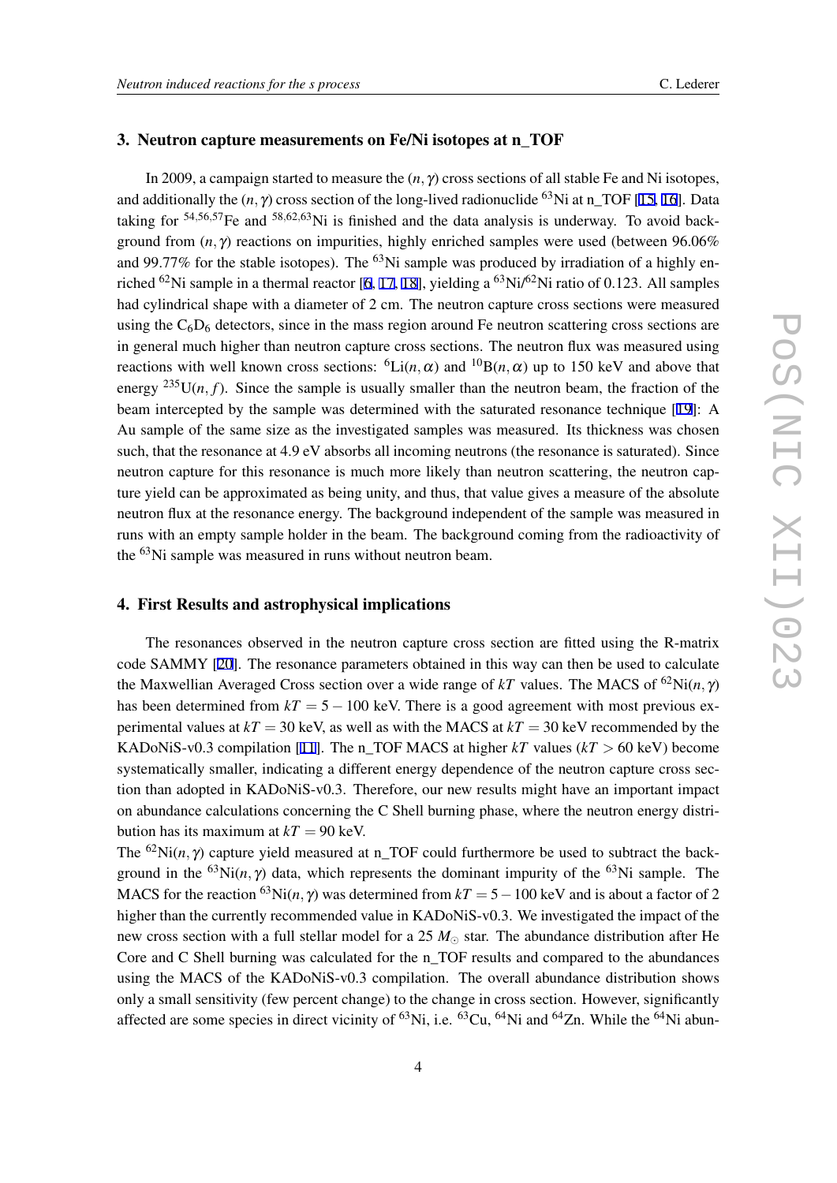## 3. Neutron capture measurements on Fe/Ni isotopes at n_TOF

In 2009, a campaign started to measure the $(n,\gamma)$ cross sections of all stable Fe and Ni isotopes, and additionally the $(n,\gamma)$ cross section of the long-lived radionuclide $^{63}$Ni at n_TOF [15, 16]. Data taking for $^{54,56,57}$Fe and $^{58,62,63}$Ni is finished and the data analysis is underway. To avoid background from $(n,\gamma)$ reactions on impurities, highly enriched samples were used (between 96.06% and 99.77% for the stable isotopes). The $^{63}$Ni sample was produced by irradiation of a highly enriched $^{62}$Ni sample in a thermal reactor [6, 17, 18], yielding a $^{63}$Ni/$^{62}$Ni ratio of 0.123. All samples had cylindrical shape with a diameter of 2 cm. The neutron capture cross sections were measured using the $C_6D_6$ detectors, since in the mass region around Fe neutron scattering cross sections are in general much higher than neutron capture cross sections. The neutron flux was measured using reactions with well known cross sections: $^{6}$Li$(n,\alpha)$ and $^{10}$B$(n,\alpha)$ up to 150 keV and above that energy $^{235}$U$(n,f)$. Since the sample is usually smaller than the neutron beam, the fraction of the beam intercepted by the sample was determined with the saturated resonance technique [19]: A Au sample of the same size as the investigated samples was measured. Its thickness was chosen such, that the resonance at 4.9 eV absorbs all incoming neutrons (the resonance is saturated). Since neutron capture for this resonance is much more likely than neutron scattering, the neutron capture yield can be approximated as being unity, and thus, that value gives a measure of the absolute neutron flux at the resonance energy. The background independent of the sample was measured in runs with an empty sample holder in the beam. The background coming from the radioactivity of the $^{63}$Ni sample was measured in runs without neutron beam.

## 4. First Results and astrophysical implications

The resonances observed in the neutron capture cross section are fitted using the R-matrix code SAMMY [20]. The resonance parameters obtained in this way can then be used to calculate the Maxwellian Averaged Cross section over a wide range of $kT$ values. The MACS of $^{62}$Ni$(n,\gamma)$ has been determined from $kT = 5-100$ keV. There is a good agreement with most previous experimental values at $kT = 30$ keV, as well as with the MACS at $kT = 30$ keV recommended by the KADoNiS-v0.3 compilation [11]. The n_TOF MACS at higher $kT$ values ($kT > 60$ keV) become systematically smaller, indicating a different energy dependence of the neutron capture cross section than adopted in KADoNiS-v0.3. Therefore, our new results might have an important impact on abundance calculations concerning the C Shell burning phase, where the neutron energy distribution has its maximum at $kT = 90$ keV.
The $^{62}$Ni$(n,\gamma)$ capture yield measured at n_TOF could furthermore be used to subtract the background in the $^{63}$Ni$(n,\gamma)$ data, which represents the dominant impurity of the $^{63}$Ni sample. The MACS for the reaction $^{63}$Ni$(n,\gamma)$ was determined from $kT = 5-100$ keV and is about a factor of 2 higher than the currently recommended value in KADoNiS-v0.3. We investigated the impact of the new cross section with a full stellar model for a 25 $M_\odot$ star. The abundance distribution after He Core and C Shell burning was calculated for the n_TOF results and compared to the abundances using the MACS of the KADoNiS-v0.3 compilation. The overall abundance distribution shows only a small sensitivity (few percent change) to the change in cross section. However, significantly affected are some species in direct vicinity of $^{63}$Ni, i.e. $^{63}$Cu, $^{64}$Ni and $^{64}$Zn. While the $^{64}$Ni abun-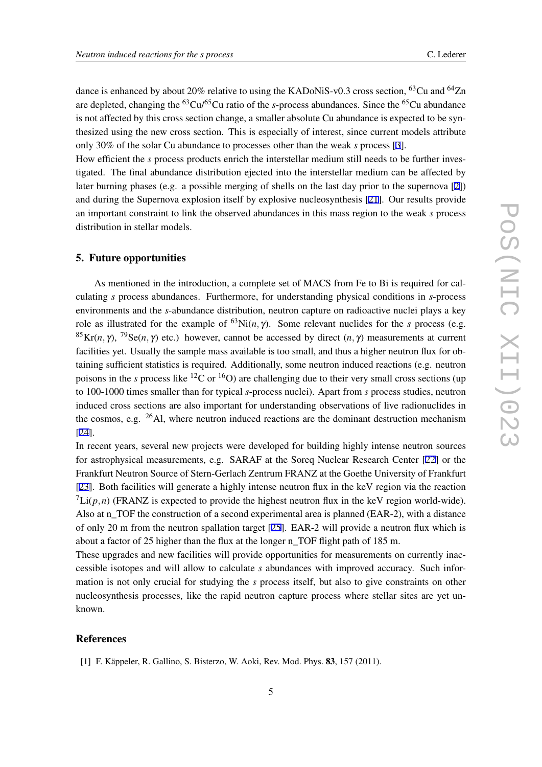dance is enhanced by about 20% relative to using the KADoNiS-v0.3 cross section, $^{63}$Cu and $^{64}$Zn are depleted, changing the $^{63}$Cu/$^{65}$Cu ratio of the *s*-process abundances. Since the $^{65}$Cu abundance is not affected by this cross section change, a smaller absolute Cu abundance is expected to be synthesized using the new cross section. This is especially of interest, since current models attribute only 30% of the solar Cu abundance to processes other than the weak *s* process [3].

How efficient the *s* process products enrich the interstellar medium still needs to be further investigated. The final abundance distribution ejected into the interstellar medium can be affected by later burning phases (e.g. a possible merging of shells on the last day prior to the supernova [2]) and during the Supernova explosion itself by explosive nucleosynthesis [21]. Our results provide an important constraint to link the observed abundances in this mass region to the weak *s* process distribution in stellar models.

## 5. Future opportunities

As mentioned in the introduction, a complete set of MACS from Fe to Bi is required for calculating *s* process abundances. Furthermore, for understanding physical conditions in *s*-process environments and the *s*-abundance distribution, neutron capture on radioactive nuclei plays a key role as illustrated for the example of $^{63}$Ni$(n,\gamma)$. Some relevant nuclides for the *s* process (e.g. $^{85}$Kr$(n,\gamma)$, $^{79}$Se$(n,\gamma)$ etc.) however, cannot be accessed by direct $(n,\gamma)$ measurements at current facilities yet. Usually the sample mass available is too small, and thus a higher neutron flux for obtaining sufficient statistics is required. Additionally, some neutron induced reactions (e.g. neutron poisons in the *s* process like $^{12}$C or $^{16}$O) are challenging due to their very small cross sections (up to 100-1000 times smaller than for typical *s*-process nuclei). Apart from *s* process studies, neutron induced cross sections are also important for understanding observations of live radionuclides in the cosmos, e.g. $^{26}$Al, where neutron induced reactions are the dominant destruction mechanism [24].

In recent years, several new projects were developed for building highly intense neutron sources for astrophysical measurements, e.g. SARAF at the Soreq Nuclear Research Center [22] or the Frankfurt Neutron Source of Stern-Gerlach Zentrum FRANZ at the Goethe University of Frankfurt [23]. Both facilities will generate a highly intense neutron flux in the keV region via the reaction $^{7}$Li$(p,n)$ (FRANZ is expected to provide the highest neutron flux in the keV region world-wide). Also at n_TOF the construction of a second experimental area is planned (EAR-2), with a distance of only 20 m from the neutron spallation target [25]. EAR-2 will provide a neutron flux which is about a factor of 25 higher than the flux at the longer n_TOF flight path of 185 m.

These upgrades and new facilities will provide opportunities for measurements on currently inaccessible isotopes and will allow to calculate *s* abundances with improved accuracy. Such information is not only crucial for studying the *s* process itself, but also to give constraints on other nucleosynthesis processes, like the rapid neutron capture process where stellar sites are yet unknown.

## References

[1] F. Käppeler, R. Gallino, S. Bisterzo, W. Aoki, Rev. Mod. Phys. **83**, 157 (2011).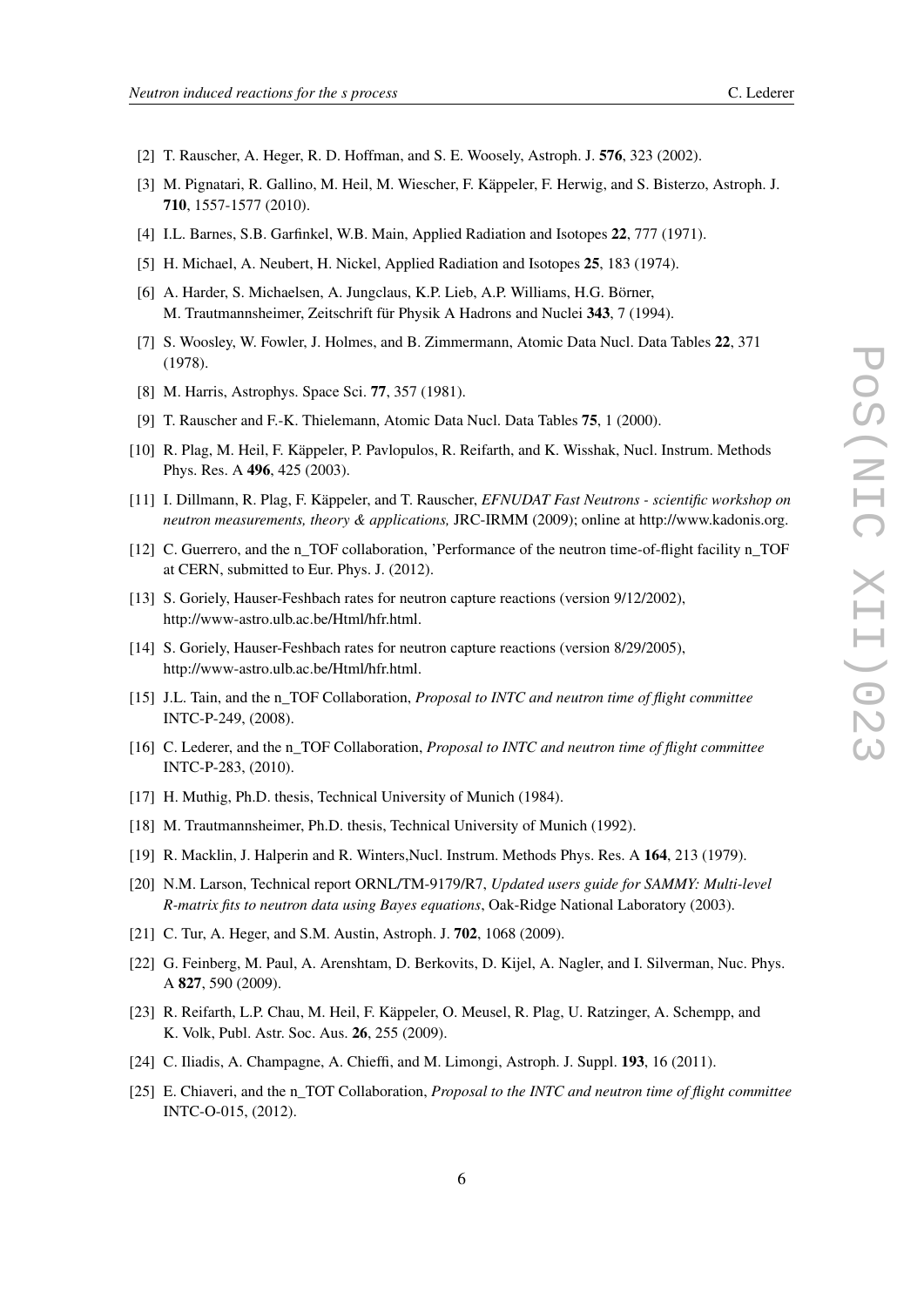[2] T. Rauscher, A. Heger, R. D. Hoffman, and S. E. Woosely, Astroph. J. **576**, 323 (2002).

[3] M. Pignatari, R. Gallino, M. Heil, M. Wiescher, F. Käppeler, F. Herwig, and S. Bisterzo, Astroph. J. **710**, 1557-1577 (2010).

[4] I.L. Barnes, S.B. Garfinkel, W.B. Main, Applied Radiation and Isotopes **22**, 777 (1971).

[5] H. Michael, A. Neubert, H. Nickel, Applied Radiation and Isotopes **25**, 183 (1974).

[6] A. Harder, S. Michaelsen, A. Jungclaus, K.P. Lieb, A.P. Williams, H.G. Börner, M. Trautmannsheimer, Zeitschrift für Physik A Hadrons and Nuclei **343**, 7 (1994).

[7] S. Woosley, W. Fowler, J. Holmes, and B. Zimmermann, Atomic Data Nucl. Data Tables **22**, 371 (1978).

[8] M. Harris, Astrophys. Space Sci. **77**, 357 (1981).

[9] T. Rauscher and F.-K. Thielemann, Atomic Data Nucl. Data Tables **75**, 1 (2000).

[10] R. Plag, M. Heil, F. Käppeler, P. Pavlopulos, R. Reifarth, and K. Wisshak, Nucl. Instrum. Methods Phys. Res. A **496**, 425 (2003).

[11] I. Dillmann, R. Plag, F. Käppeler, and T. Rauscher, *EFNUDAT Fast Neutrons - scientific workshop on neutron measurements, theory & applications,* JRC-IRMM (2009); online at http://www.kadonis.org.

[12] C. Guerrero, and the n_TOF collaboration, 'Performance of the neutron time-of-flight facility n_TOF at CERN, submitted to Eur. Phys. J. (2012).

[13] S. Goriely, Hauser-Feshbach rates for neutron capture reactions (version 9/12/2002), http://www-astro.ulb.ac.be/Html/hfr.html.

[14] S. Goriely, Hauser-Feshbach rates for neutron capture reactions (version 8/29/2005), http://www-astro.ulb.ac.be/Html/hfr.html.

[15] J.L. Tain, and the n_TOF Collaboration, *Proposal to INTC and neutron time of flight committee* INTC-P-249, (2008).

[16] C. Lederer, and the n_TOF Collaboration, *Proposal to INTC and neutron time of flight committee* INTC-P-283, (2010).

[17] H. Muthig, Ph.D. thesis, Technical University of Munich (1984).

[18] M. Trautmannsheimer, Ph.D. thesis, Technical University of Munich (1992).

[19] R. Macklin, J. Halperin and R. Winters,Nucl. Instrum. Methods Phys. Res. A **164**, 213 (1979).

[20] N.M. Larson, Technical report ORNL/TM-9179/R7, *Updated users guide for SAMMY: Multi-level R-matrix fits to neutron data using Bayes equations*, Oak-Ridge National Laboratory (2003).

[21] C. Tur, A. Heger, and S.M. Austin, Astroph. J. **702**, 1068 (2009).

[22] G. Feinberg, M. Paul, A. Arenshtam, D. Berkovits, D. Kijel, A. Nagler, and I. Silverman, Nuc. Phys. A **827**, 590 (2009).

[23] R. Reifarth, L.P. Chau, M. Heil, F. Käppeler, O. Meusel, R. Plag, U. Ratzinger, A. Schempp, and K. Volk, Publ. Astr. Soc. Aus. **26**, 255 (2009).

[24] C. Iliadis, A. Champagne, A. Chieffi, and M. Limongi, Astroph. J. Suppl. **193**, 16 (2011).

[25] E. Chiaveri, and the n_TOT Collaboration, *Proposal to the INTC and neutron time of flight committee* INTC-O-015, (2012).